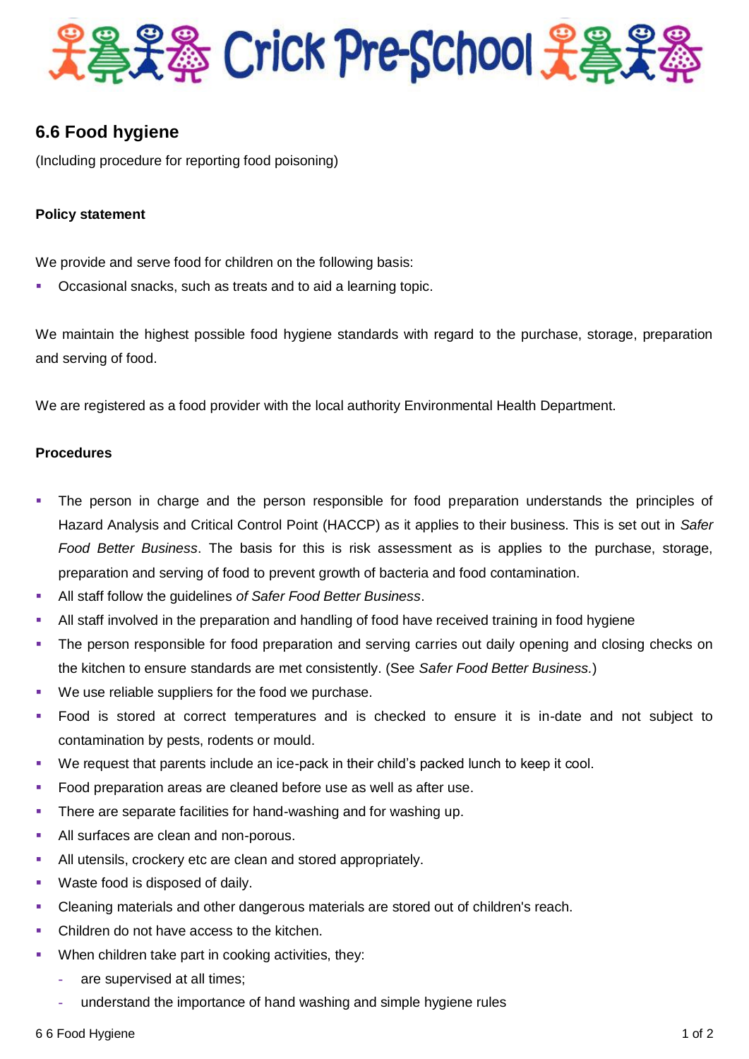# Crick Pre-School

## 6.6 Food hygiene

(Including procedure for reporting food poisoning)

### Policy statement

We provide and serve food for children on the following basis:

- Occasional snacks, such as treats and to aid a learning topic.

We maintain the highest possible food hygiene standards with regard to the purchase, storage, preparation and serving of food.

We are registered as a food provider with the local authority Environmental Health Department.

### Procedures

- The person in charge and the person responsible for food preparation understands the principles of Hazard Analysis and Critical Control Point (HACCP) as it applies to their business. This is set out in *Safer Food Better Business*. The basis for this is risk assessment as is applies to the purchase, storage, preparation and serving of food to prevent growth of bacteria and food contamination.
- All staff follow the guidelines *of Safer Food Better Business*.
- All staff involved in the preparation and handling of food have received training in food hygiene
- The person responsible for food preparation and serving carries out daily opening and closing checks on the kitchen to ensure standards are met consistently. (See *Safer Food Better Business.*)
- We use reliable suppliers for the food we purchase.
- Food is stored at correct temperatures and is checked to ensure it is in-date and not subject to contamination by pests, rodents or mould.
- We request that parents include an ice-pack in their child's packed lunch to keep it cool.
- Food preparation areas are cleaned before use as well as after use.
- There are separate facilities for hand-washing and for washing up.
- All surfaces are clean and non-porous.
- All utensils, crockery etc are clean and stored appropriately.
- Waste food is disposed of daily.
- Cleaning materials and other dangerous materials are stored out of children's reach.
- Children do not have access to the kitchen.
- When children take part in cooking activities, they:
  - are supervised at all times;
  - understand the importance of hand washing and simple hygiene rules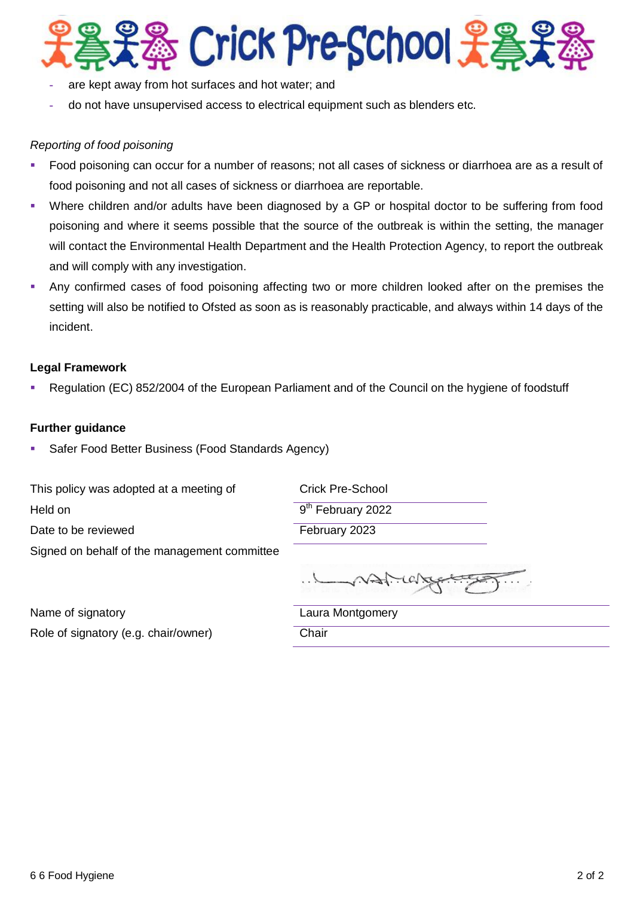- are kept away from hot surfaces and hot water; and
- do not have unsupervised access to electrical equipment such as blenders etc.

*Reporting of food poisoning*

- Food poisoning can occur for a number of reasons; not all cases of sickness or diarrhoea are as a result of food poisoning and not all cases of sickness or diarrhoea are reportable.
- Where children and/or adults have been diagnosed by a GP or hospital doctor to be suffering from food poisoning and where it seems possible that the source of the outbreak is within the setting, the manager will contact the Environmental Health Department and the Health Protection Agency, to report the outbreak and will comply with any investigation.
- Any confirmed cases of food poisoning affecting two or more children looked after on the premises the setting will also be notified to Ofsted as soon as is reasonably practicable, and always within 14 days of the incident.

**Legal Framework**

- Regulation (EC) 852/2004 of the European Parliament and of the Council on the hygiene of foodstuff

**Further guidance**

- Safer Food Better Business (Food Standards Agency)

| | |
|---|---|
| This policy was adopted at a meeting of | Crick Pre-School |
| Held on | 9th February 2022 |
| Date to be reviewed | February 2023 |
| Signed on behalf of the management committee | |
| Name of signatory | Laura Montgomery |
| Role of signatory (e.g. chair/owner) | Chair |